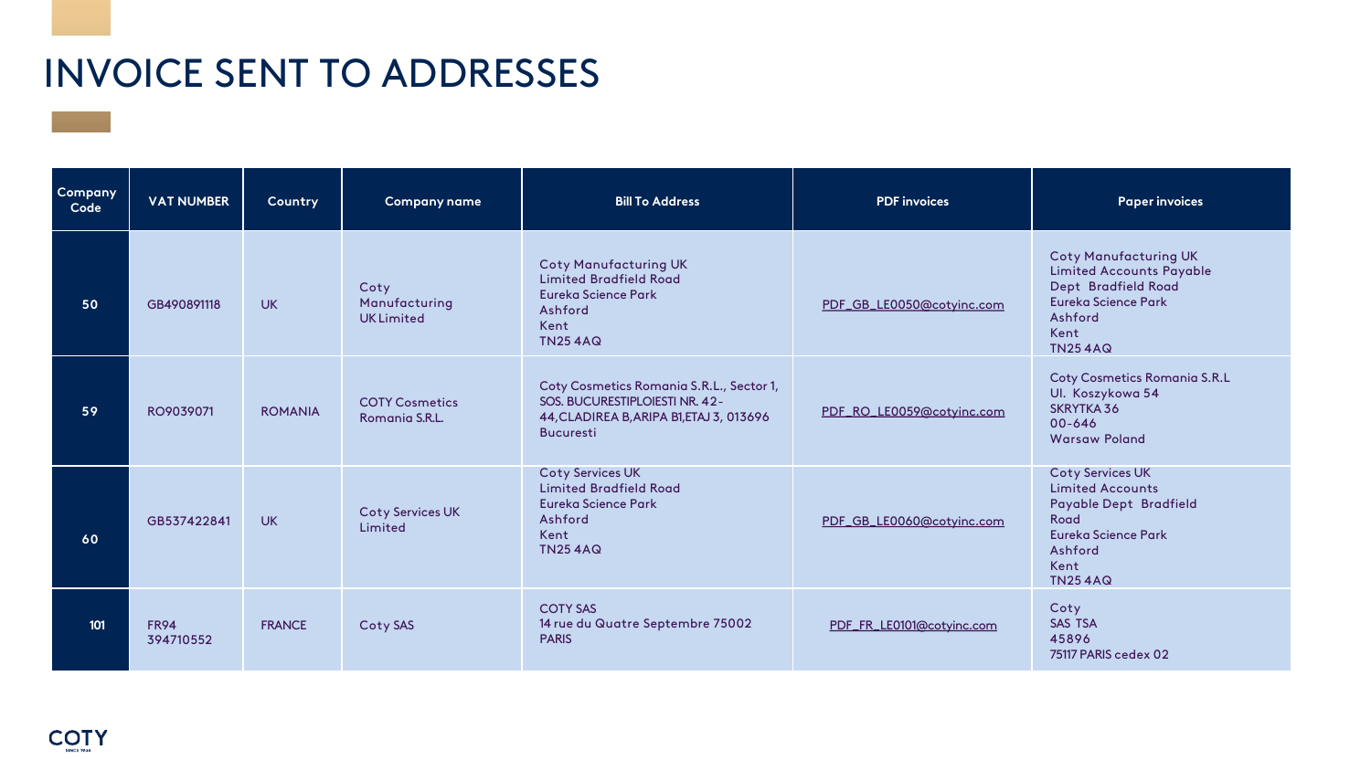# INVOICE SENT TO ADDRESSES

| Company Code | VAT NUMBER | Country | Company name | Bill To Address | PDF invoices | Paper invoices |
|---|---|---|---|---|---|---|
| 50 | GB490891118 | UK | Coty Manufacturing UK Limited | Coty Manufacturing UK Limited Bradfield Road Eureka Science Park Ashford Kent TN25 4AQ | PDF_GB_LE0050@cotyinc.com | Coty Manufacturing UK Limited Accounts Payable Dept Bradfield Road Eureka Science Park Ashford Kent TN25 4AQ |
| 59 | RO9039071 | ROMANIA | COTY Cosmetics Romania S.R.L. | Coty Cosmetics Romania S.R.L., Sector 1, SOS. BUCURESTIPLOIESTI NR. 42-44,CLADIREA B,ARIPA B1,ETAJ 3, 013696 Bucuresti | PDF_RO_LE0059@cotyinc.com | Coty Cosmetics Romania S.R.L Ul. Koszykowa 54 SKRYTKA 36 00-646 Warsaw Poland |
| 60 | GB537422841 | UK | Coty Services UK Limited | Coty Services UK Limited Bradfield Road Eureka Science Park Ashford Kent TN25 4AQ | PDF_GB_LE0060@cotyinc.com | Coty Services UK Limited Accounts Payable Dept Bradfield Road Eureka Science Park Ashford Kent TN25 4AQ |
| 101 | FR94 394710552 | FRANCE | Coty SAS | COTY SAS 14 rue du Quatre Septembre 75002 PARIS | PDF_FR_LE0101@cotyinc.com | Coty SAS TSA 45896 75117 PARIS cedex 02 |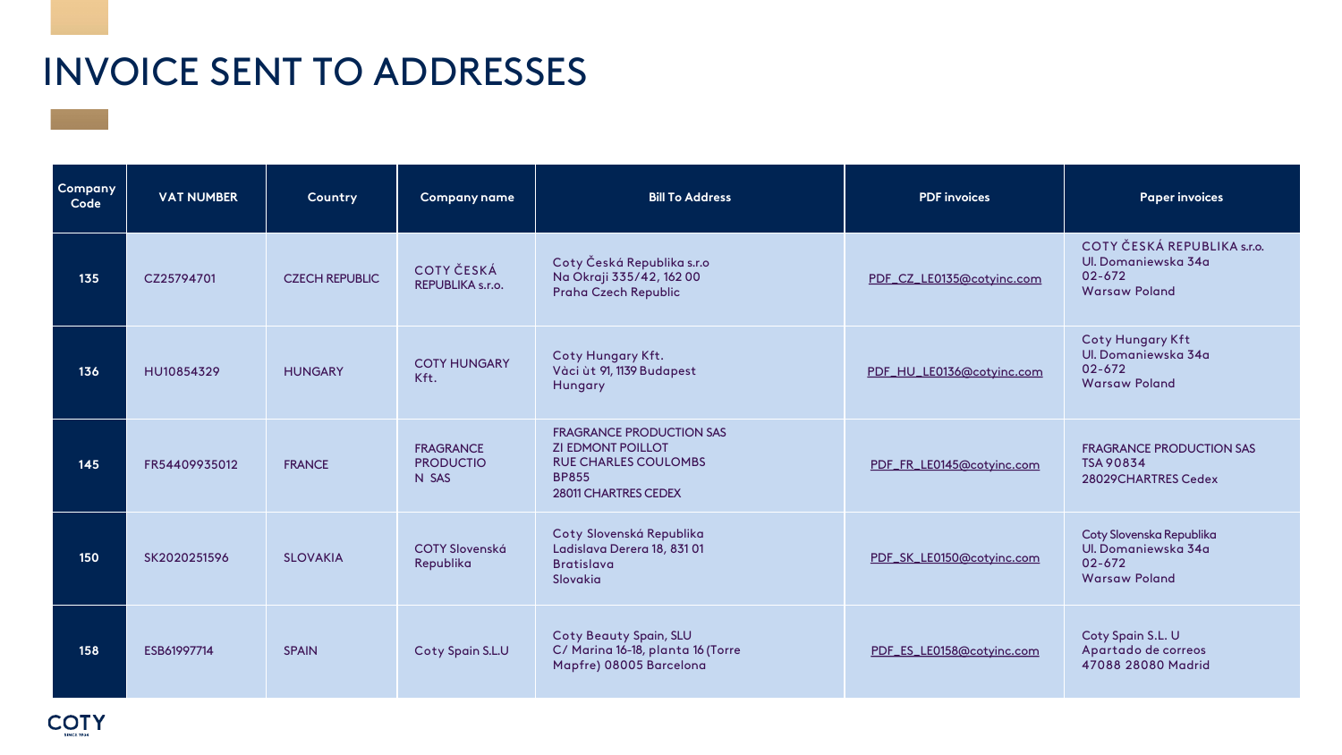# INVOICE SENT TO ADDRESSES

| Company Code | VAT NUMBER | Country | Company name | Bill To Address | PDF invoices | Paper invoices |
|---|---|---|---|---|---|---|
| 135 | CZ25794701 | CZECH REPUBLIC | COTY ČESKÁ REPUBLIKA s.r.o. | Coty Česká Republika s.r.o<br>Na Okraji 335/42, 162 00<br>Praha Czech Republic | PDF_CZ_LE0135@cotyinc.com | COTY ČESKÁ REPUBLIKA s.r.o.<br>Ul. Domaniewska 34a<br>02-672<br>Warsaw Poland |
| 136 | HU10854329 | HUNGARY | COTY HUNGARY Kft. | Coty Hungary Kft.<br>Vàci ùt 91, 1139 Budapest<br>Hungary | PDF_HU_LE0136@cotyinc.com | Coty Hungary Kft<br>Ul. Domaniewska 34a<br>02-672<br>Warsaw Poland |
| 145 | FR54409935012 | FRANCE | FRAGRANCE PRODUCTIO N SAS | FRAGRANCE PRODUCTION SAS<br>ZI EDMONT POILLOT<br>RUE CHARLES COULOMBS<br>BP855<br>28011 CHARTRES CEDEX | PDF_FR_LE0145@cotyinc.com | FRAGRANCE PRODUCTION SAS<br>TSA 90834<br>28029CHARTRES Cedex |
| 150 | SK2020251596 | SLOVAKIA | COTY Slovenská Republika | Coty Slovenská Republika<br>Ladislava Derera 18, 831 01<br>Bratislava<br>Slovakia | PDF_SK_LE0150@cotyinc.com | Coty Slovenska Republika<br>Ul. Domaniewska 34a<br>02-672<br>Warsaw Poland |
| 158 | ESB61997714 | SPAIN | Coty Spain S.L.U | Coty Beauty Spain, SLU<br>C/ Marina 16-18, planta 16 (Torre Mapfre) 08005 Barcelona | PDF_ES_LE0158@cotyinc.com | Coty Spain S.L. U<br>Apartado de correos<br>47088 28080 Madrid |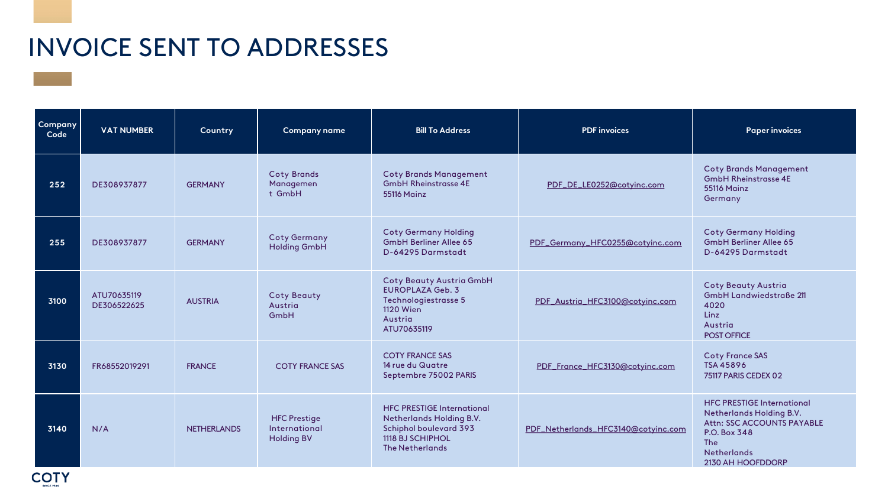# INVOICE SENT TO ADDRESSES

| Company Code | VAT NUMBER | Country | Company name | Bill To Address | PDF invoices | Paper invoices |
|---|---|---|---|---|---|---|
| 252 | DE308937877 | GERMANY | Coty Brands Managemen t GmbH | Coty Brands Management GmbH Rheinstrasse 4E 55116 Mainz | PDF_DE_LE0252@cotyinc.com | Coty Brands Management GmbH Rheinstrasse 4E 55116 Mainz Germany |
| 255 | DE308937877 | GERMANY | Coty Germany Holding GmbH | Coty Germany Holding GmbH Berliner Allee 65 D-64295 Darmstadt | PDF_Germany_HFC0255@cotyinc.com | Coty Germany Holding GmbH Berliner Allee 65 D-64295 Darmstadt |
| 3100 | ATU70635119 DE306522625 | AUSTRIA | Coty Beauty Austria GmbH | Coty Beauty Austria GmbH EUROPLAZA Geb. 3 Technologiestrasse 5 1120 Wien Austria ATU70635119 | PDF_Austria_HFC3100@cotyinc.com | Coty Beauty Austria GmbH Landwiedstraße 211 4020 Linz Austria POST OFFICE |
| 3130 | FR68552019291 | FRANCE | COTY FRANCE SAS | COTY FRANCE SAS 14 rue du Quatre Septembre 75002 PARIS | PDF_France_HFC3130@cotyinc.com | Coty France SAS TSA 45896 75117 PARIS CEDEX 02 |
| 3140 | N/A | NETHERLANDS | HFC Prestige International Holding BV | HFC PRESTIGE International Netherlands Holding B.V. Schiphol boulevard 393 1118 BJ SCHIPHOL The Netherlands | PDF_Netherlands_HFC3140@cotyinc.com | HFC PRESTIGE International Netherlands Holding B.V. Attn: SSC ACCOUNTS PAYABLE P.O. Box 348 The Netherlands 2130 AH HOOFDDORP |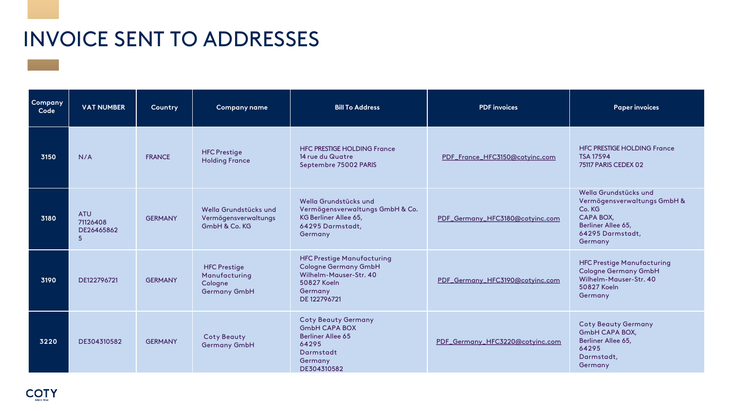# INVOICE SENT TO ADDRESSES

| Company Code | VAT NUMBER | Country | Company name | Bill To Address | PDF invoices | Paper invoices |
|---|---|---|---|---|---|---|
| 3150 | N/A | FRANCE | HFC Prestige Holding France | HFC PRESTIGE HOLDING France<br>14 rue du Quatre Septembre 75002 PARIS | PDF_France_HFC3150@cotyinc.com | HFC PRESTIGE HOLDING France<br>TSA 17594<br>75117 PARIS CEDEX 02 |
| 3180 | ATU 71126408<br>DE26465862 5 | GERMANY | Wella Grundstücks und Vermögensverwaltungs GmbH & Co. KG | Wella Grundstücks und Vermögensverwaltungs GmbH & Co. KG Berliner Allee 65,<br>64295 Darmstadt,<br>Germany | PDF_Germany_HFC3180@cotyinc.com | Wella Grundstücks und Vermögensverwaltungs GmbH & Co. KG<br>CAPA BOX,<br>Berliner Allee 65,<br>64295 Darmstadt,<br>Germany |
| 3190 | DE122796721 | GERMANY | HFC Prestige Manufacturing Cologne Germany GmbH | HFC Prestige Manufacturing Cologne Germany GmbH<br>Wilhelm-Mauser-Str. 40<br>50827 Koeln<br>Germany<br>DE 122796721 | PDF_Germany_HFC3190@cotyinc.com | HFC Prestige Manufacturing Cologne Germany GmbH<br>Wilhelm-Mauser-Str. 40<br>50827 Koeln<br>Germany |
| 3220 | DE304310582 | GERMANY | Coty Beauty Germany GmbH | Coty Beauty Germany GmbH CAPA BOX<br>Berliner Allee 65<br>64295<br>Darmstadt<br>Germany<br>DE304310582 | PDF_Germany_HFC3220@cotyinc.com | Coty Beauty Germany GmbH CAPA BOX,<br>Berliner Allee 65,<br>64295<br>Darmstadt,<br>Germany |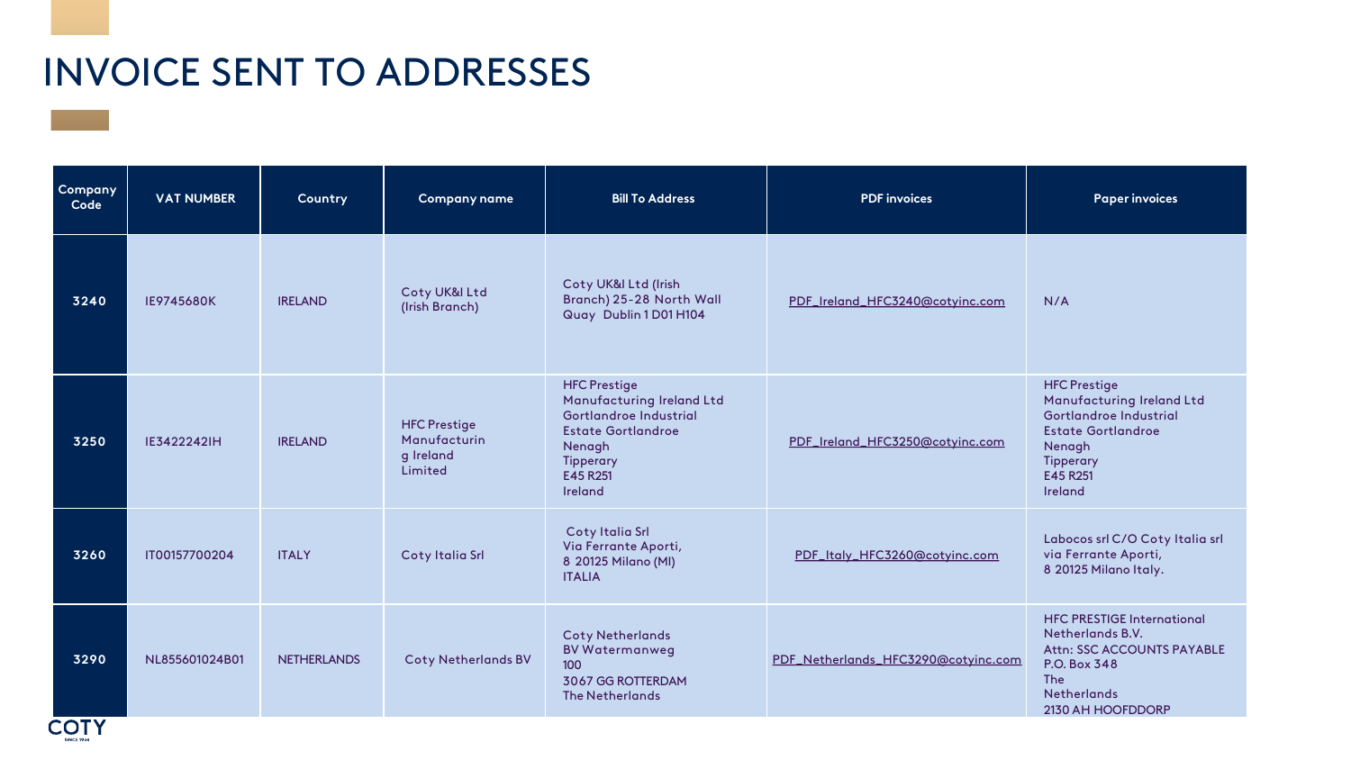# INVOICE SENT TO ADDRESSES

| Company Code | VAT NUMBER | Country | Company name | Bill To Address | PDF invoices | Paper invoices |
|---|---|---|---|---|---|---|
| 3240 | IE9745680K | IRELAND | Coty UK&I Ltd (Irish Branch) | Coty UK&I Ltd (Irish Branch) 25-28 North Wall Quay Dublin 1 D01 H104 | PDF_Ireland_HFC3240@cotyinc.com | N/A |
| 3250 | IE3422242IH | IRELAND | HFC Prestige Manufacturing Ireland Limited | HFC Prestige Manufacturing Ireland Ltd Gortlandroe Industrial Estate Gortlandroe Nenagh Tipperary E45 R251 Ireland | PDF_Ireland_HFC3250@cotyinc.com | HFC Prestige Manufacturing Ireland Ltd Gortlandroe Industrial Estate Gortlandroe Nenagh Tipperary E45 R251 Ireland |
| 3260 | IT00157700204 | ITALY | Coty Italia Srl | Coty Italia Srl Via Ferrante Aporti, 8 20125 Milano (MI) ITALIA | PDF_Italy_HFC3260@cotyinc.com | Labocos srl C/O Coty Italia srl via Ferrante Aporti, 8 20125 Milano Italy. |
| 3290 | NL855601024B01 | NETHERLANDS | Coty Netherlands BV | Coty Netherlands BV Watermanweg 100 3067 GG ROTTERDAM The Netherlands | PDF_Netherlands_HFC3290@cotyinc.com | HFC PRESTIGE International Netherlands B.V. Attn: SSC ACCOUNTS PAYABLE P.O. Box 348 The Netherlands 2130 AH HOOFDDORP |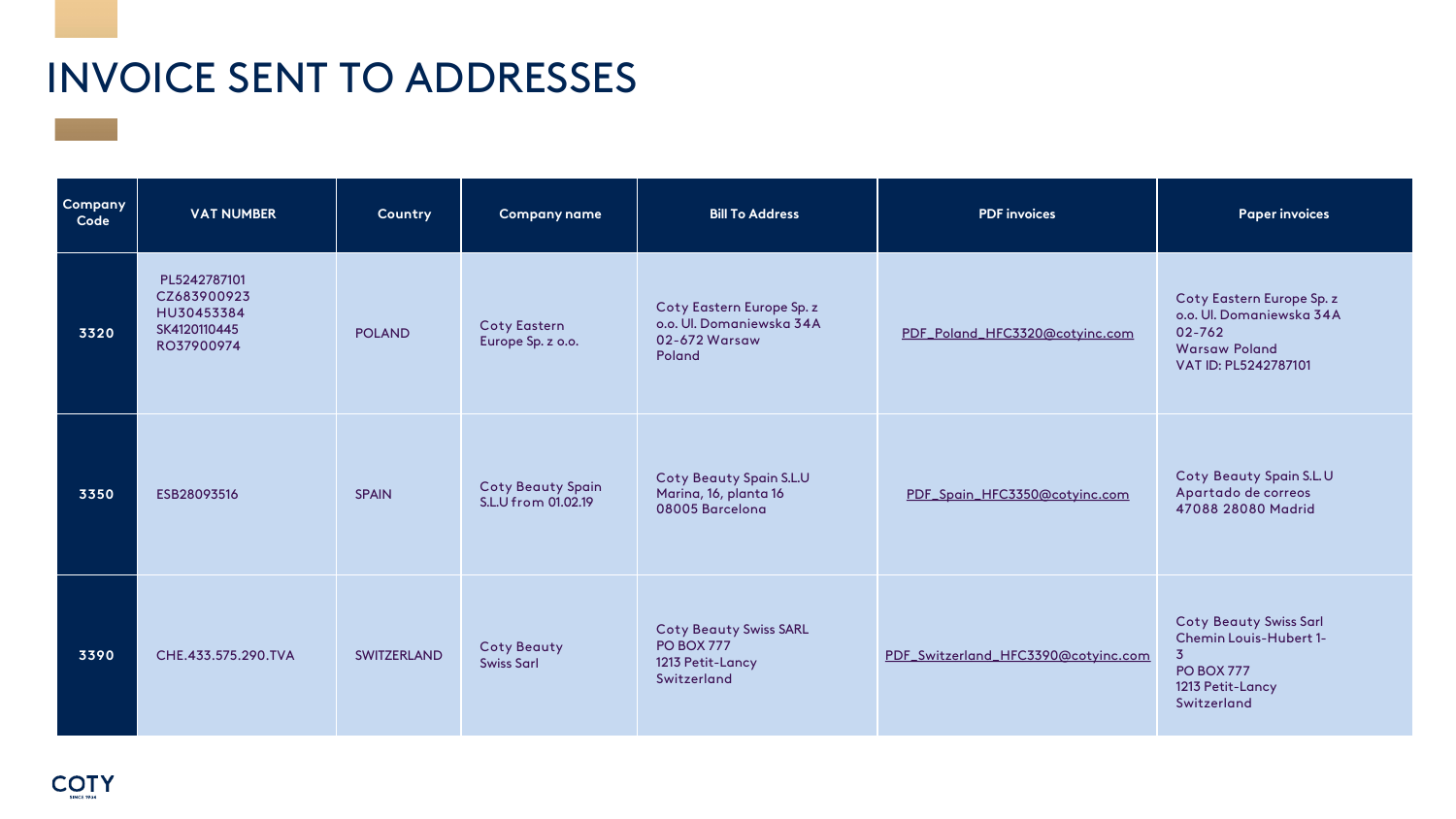# INVOICE SENT TO ADDRESSES

| Company Code | VAT NUMBER | Country | Company name | Bill To Address | PDF invoices | Paper invoices |
|---|---|---|---|---|---|---|
| 3320 | PL5242787101<br>CZ683900923<br>HU30453384<br>SK4120110445<br>RO37900974 | POLAND | Coty Eastern Europe Sp. z o.o. | Coty Eastern Europe Sp. z o.o. Ul. Domaniewska 34A<br>02-672 Warsaw<br>Poland | PDF_Poland_HFC3320@cotyinc.com | Coty Eastern Europe Sp. z o.o. Ul. Domaniewska 34A<br>02-762<br>Warsaw Poland<br>VAT ID: PL5242787101 |
| 3350 | ESB28093516 | SPAIN | Coty Beauty Spain S.L.U from 01.02.19 | Coty Beauty Spain S.L.U<br>Marina, 16, planta 16<br>08005 Barcelona | PDF_Spain_HFC3350@cotyinc.com | Coty Beauty Spain S.L.U<br>Apartado de correos<br>47088 28080 Madrid |
| 3390 | CHE.433.575.290.TVA | SWITZERLAND | Coty Beauty Swiss Sarl | Coty Beauty Swiss SARL<br>PO BOX 777<br>1213 Petit-Lancy<br>Switzerland | PDF_Switzerland_HFC3390@cotyinc.com | Coty Beauty Swiss Sarl<br>Chemin Louis-Hubert 1-3<br>PO BOX 777<br>1213 Petit-Lancy<br>Switzerland |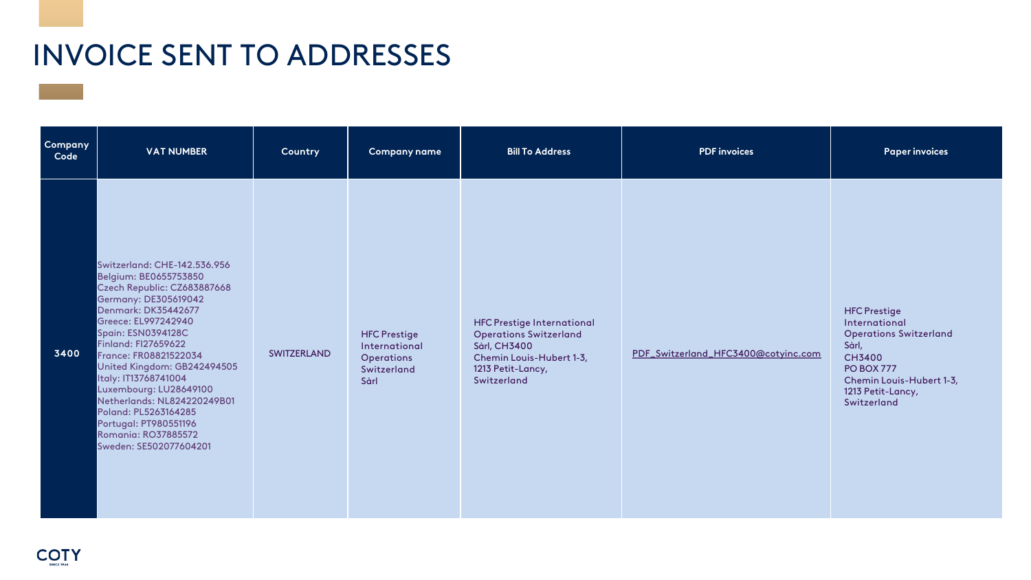# INVOICE SENT TO ADDRESSES

| Company Code | VAT NUMBER | Country | Company name | Bill To Address | PDF invoices | Paper invoices |
|---|---|---|---|---|---|---|
| 3400 | Switzerland: CHE-142.536.956<br>Belgium: BE0655753850<br>Czech Republic: CZ683887668<br>Germany: DE305619042<br>Denmark: DK35442677<br>Greece: EL997242940<br>Spain: ESN0394128C<br>Finland: FI27659622<br>France: FR08821522034<br>United Kingdom: GB242494505<br>Italy: IT13768741004<br>Luxembourg: LU28649100<br>Netherlands: NL824220249B01<br>Poland: PL5263164285<br>Portugal: PT980551196<br>Romania: RO37885572<br>Sweden: SE502077604201 | SWITZERLAND | HFC Prestige International Operations Switzerland Sàrl | HFC Prestige International Operations Switzerland Sàrl, CH3400<br>Chemin Louis-Hubert 1-3,<br>1213 Petit-Lancy,<br>Switzerland | PDF_Switzerland_HFC3400@cotyinc.com | HFC Prestige International Operations Switzerland Sàrl,<br>CH3400<br>PO BOX 777<br>Chemin Louis-Hubert 1-3,<br>1213 Petit-Lancy,<br>Switzerland |

COTY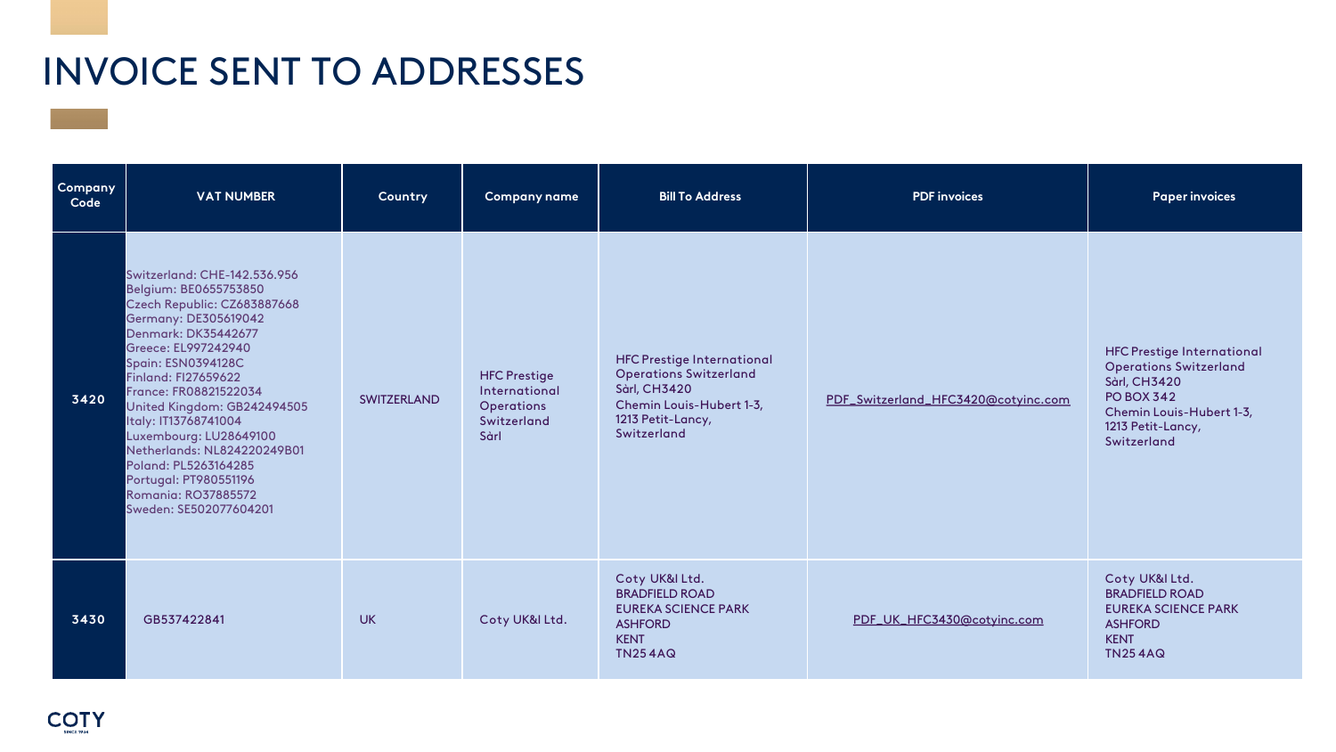# INVOICE SENT TO ADDRESSES

| Company Code | VAT NUMBER | Country | Company name | Bill To Address | PDF invoices | Paper invoices |
|---|---|---|---|---|---|---|
| 3420 | Switzerland: CHE-142.536.956<br>Belgium: BE0655753850<br>Czech Republic: CZ683887668<br>Germany: DE305619042<br>Denmark: DK35442677<br>Greece: EL997242940<br>Spain: ESN0394128C<br>Finland: FI27659622<br>France: FR08821522034<br>United Kingdom: GB242494505<br>Italy: IT13768741004<br>Luxembourg: LU28649100<br>Netherlands: NL824220249B01<br>Poland: PL5263164285<br>Portugal: PT980551196<br>Romania: RO37885572<br>Sweden: SE502077604201 | SWITZERLAND | HFC Prestige International Operations Switzerland Sàrl | HFC Prestige International Operations Switzerland Sàrl, CH3420<br>Chemin Louis-Hubert 1-3,<br>1213 Petit-Lancy,<br>Switzerland | PDF_Switzerland_HFC3420@cotyinc.com | HFC Prestige International Operations Switzerland Sàrl, CH3420<br>PO BOX 342<br>Chemin Louis-Hubert 1-3,<br>1213 Petit-Lancy,<br>Switzerland |
| 3430 | GB537422841 | UK | Coty UK&I Ltd. | Coty UK&I Ltd.<br>BRADFIELD ROAD<br>EUREKA SCIENCE PARK<br>ASHFORD<br>KENT<br>TN25 4AQ | PDF_UK_HFC3430@cotyinc.com | Coty UK&I Ltd.<br>BRADFIELD ROAD<br>EUREKA SCIENCE PARK<br>ASHFORD<br>KENT<br>TN25 4AQ |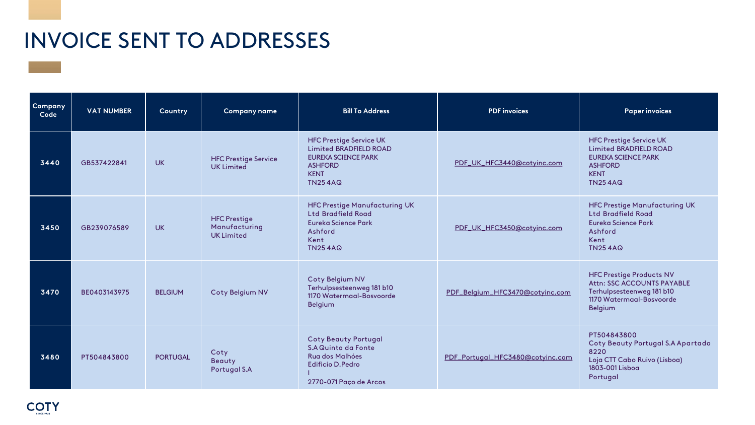# INVOICE SENT TO ADDRESSES

| Company Code | VAT NUMBER | Country | Company name | Bill To Address | PDF invoices | Paper invoices |
|---|---|---|---|---|---|---|
| 3440 | GB537422841 | UK | HFC Prestige Service UK Limited | HFC Prestige Service UK Limited BRADFIELD ROAD EUREKA SCIENCE PARK ASHFORD KENT TN25 4AQ | PDF_UK_HFC3440@cotyinc.com | HFC Prestige Service UK Limited BRADFIELD ROAD EUREKA SCIENCE PARK ASHFORD KENT TN25 4AQ |
| 3450 | GB239076589 | UK | HFC Prestige Manufacturing UK Limited | HFC Prestige Manufacturing UK Ltd Bradfield Road Eureka Science Park Ashford Kent TN25 4AQ | PDF_UK_HFC3450@cotyinc.com | HFC Prestige Manufacturing UK Ltd Bradfield Road Eureka Science Park Ashford Kent TN25 4AQ |
| 3470 | BE0403143975 | BELGIUM | Coty Belgium NV | Coty Belgium NV Terhulpsesteenweg 181 b10 1170 Watermaal-Bosvoorde Belgium | PDF_Belgium_HFC3470@cotyinc.com | HFC Prestige Products NV Attn: SSC ACCOUNTS PAYABLE Terhulpsesteenweg 181 b10 1170 Watermaal-Bosvoorde Belgium |
| 3480 | PT504843800 | PORTUGAL | Coty Beauty Portugal S.A | Coty Beauty Portugal S.A Quinta da Fonte Rua dos Malhões Edificio D.Pedro I 2770-071 Paço de Arcos | PDF_Portugal_HFC3480@cotyinc.com | PT504843800 Coty Beauty Portugal S.A Apartado 8220 Loja CTT Cabo Ruivo (Lisboa) 1803-001 Lisboa Portugal |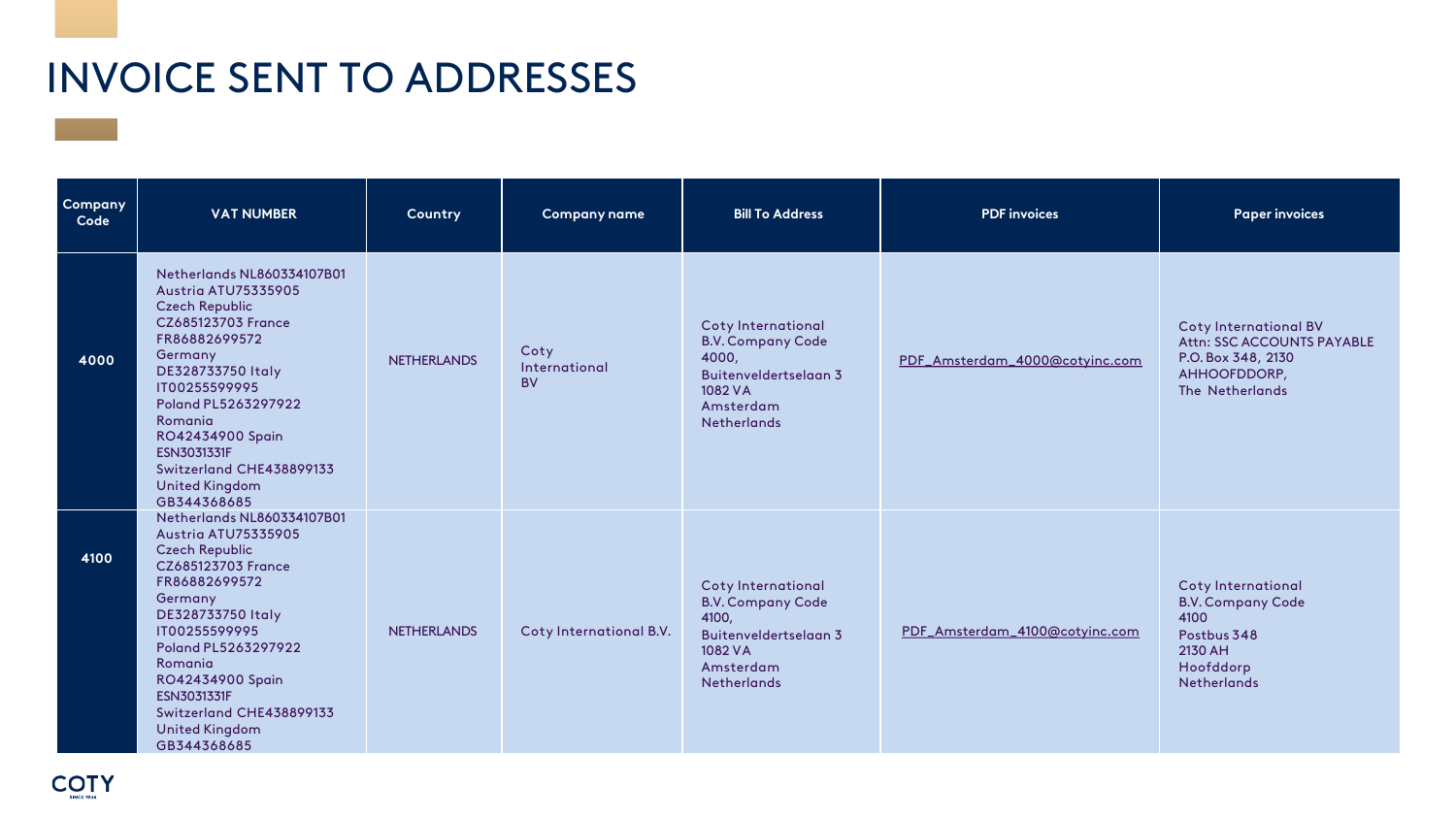# INVOICE SENT TO ADDRESSES

| Company Code | VAT NUMBER | Country | Company name | Bill To Address | PDF invoices | Paper invoices |
|---|---|---|---|---|---|---|
| 4000 | Netherlands NL860334107B01 Austria ATU75335905 Czech Republic CZ685123703 France FR86882699572 Germany DE328733750 Italy IT00255599995 Poland PL5263297922 Romania RO42434900 Spain ESN3031331F Switzerland CHE438899133 United Kingdom GB344368685 | NETHERLANDS | Coty International BV | Coty International B.V. Company Code 4000, Buitenveldertselaan 3 1082 VA Amsterdam Netherlands | PDF_Amsterdam_4000@cotyinc.com | Coty International BV Attn: SSC ACCOUNTS PAYABLE P.O. Box 348, 2130 AHHOOFDDORP, The Netherlands |
| 4100 | Netherlands NL860334107B01 Austria ATU75335905 Czech Republic CZ685123703 France FR86882699572 Germany DE328733750 Italy IT00255599995 Poland PL5263297922 Romania RO42434900 Spain ESN3031331F Switzerland CHE438899133 United Kingdom GB344368685 | NETHERLANDS | Coty International B.V. | Coty International B.V. Company Code 4100, Buitenveldertselaan 3 1082 VA Amsterdam Netherlands | PDF_Amsterdam_4100@cotyinc.com | Coty International B.V. Company Code 4100 Postbus 348 2130 AH Hoofddorp Netherlands |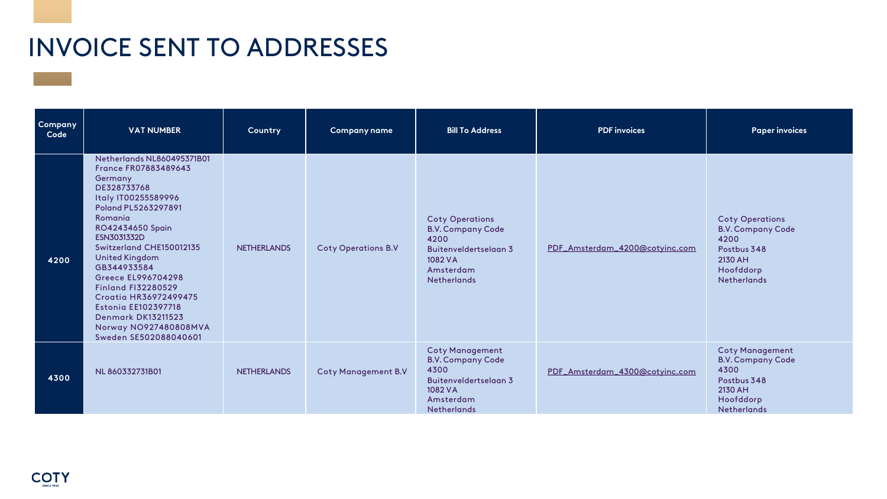# INVOICE SENT TO ADDRESSES

| Company Code | VAT NUMBER | Country | Company name | Bill To Address | PDF invoices | Paper invoices |
|---|---|---|---|---|---|---|
| 4200 | Netherlands NL860495371B01<br>France FR07883489643<br>Germany DE328733768<br>Italy IT00255589996<br>Poland PL5263297891<br>Romania RO42434650 Spain ESN3031332D<br>Switzerland CHE150012135<br>United Kingdom GB344933584<br>Greece EL996704298<br>Finland FI32280529<br>Croatia HR36972499475<br>Estonia EE102397718<br>Denmark DK13211523<br>Norway NO927480808MVA<br>Sweden SE502088040601 | NETHERLANDS | Coty Operations B.V | Coty Operations B.V. Company Code 4200<br>Buitenveldertselaan 3<br>1082 VA<br>Amsterdam<br>Netherlands | PDF_Amsterdam_4200@cotyinc.com | Coty Operations B.V. Company Code 4200<br>Postbus 348<br>2130 AH<br>Hoofddorp<br>Netherlands |
| 4300 | NL 860332731B01 | NETHERLANDS | Coty Management B.V | Coty Management B.V. Company Code 4300<br>Buitenveldertselaan 3<br>1082 VA<br>Amsterdam<br>Netherlands | PDF_Amsterdam_4300@cotyinc.com | Coty Management B.V. Company Code 4300<br>Postbus 348<br>2130 AH<br>Hoofddorp<br>Netherlands |